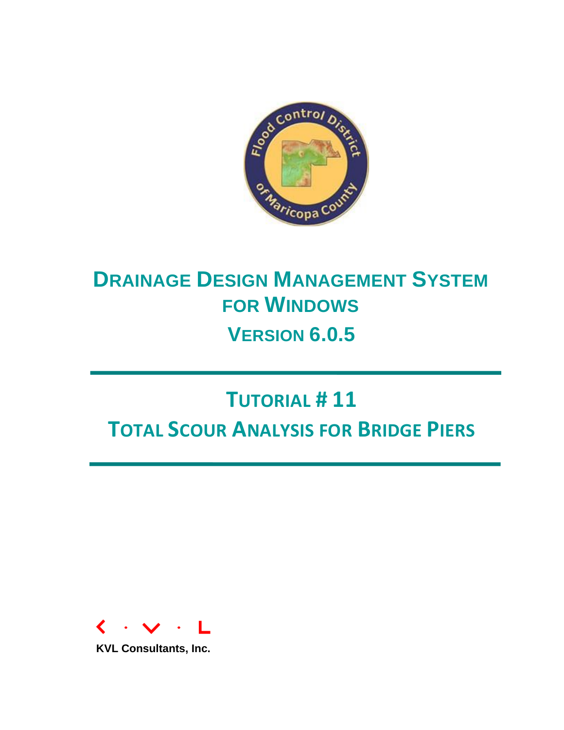# DRAINAGE DESIGN MANAGEMENT SYSTEM FOR WINDOWS

## VERSION 6.0.5

# TUTORIAL # 11

# TOTAL SCOUR ANALYSIS FOR BRIDGE PIERS

KVL Consultants, Inc.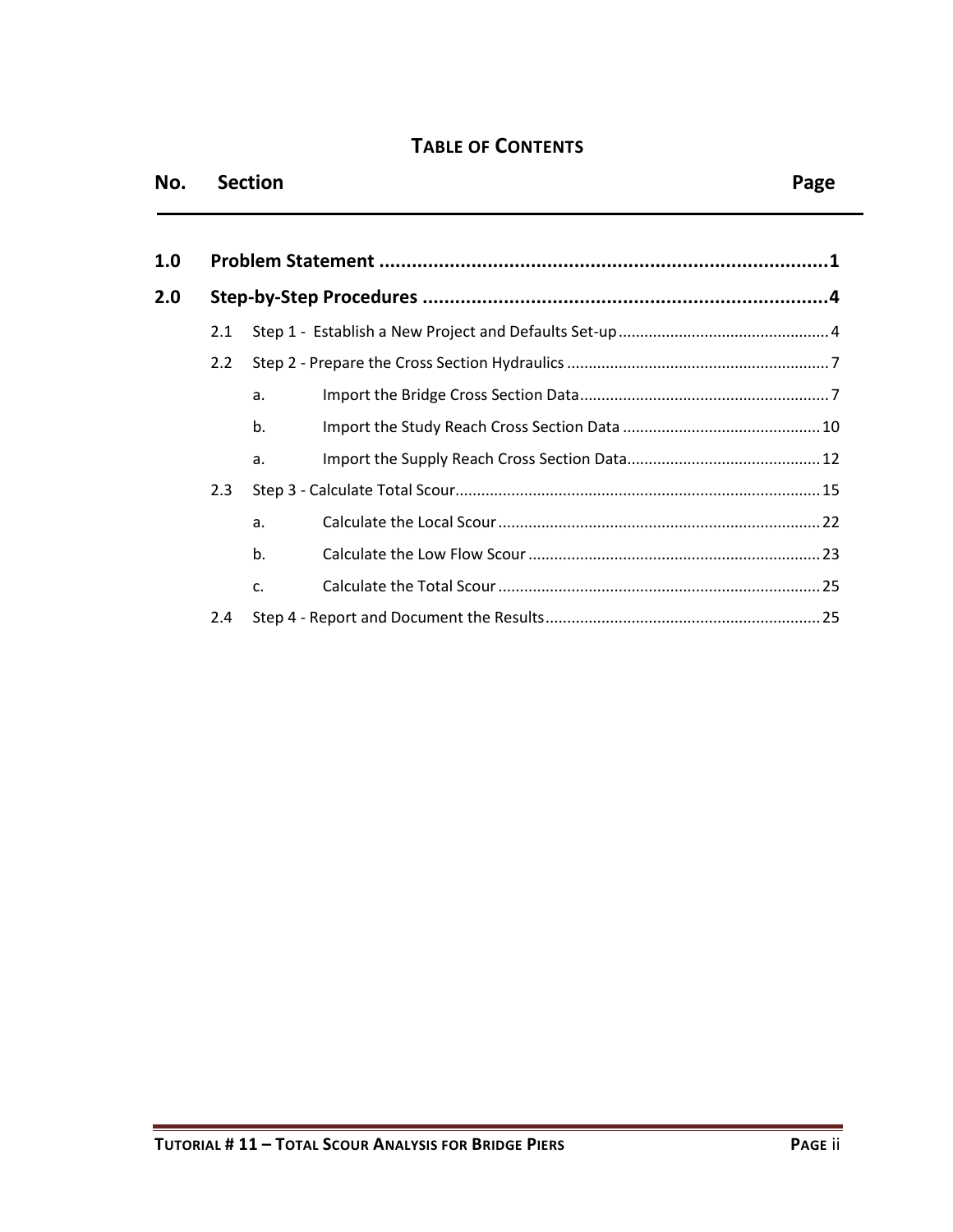# TABLE OF CONTENTS

| No. | Section | Page |
|---|---|---|
| **1.0** | **Problem Statement** | **1** |
| **2.0** | **Step-by-Step Procedures** | **4** |
| 2.1 | Step 1 - Establish a New Project and Defaults Set-up | 4 |
| 2.2 | Step 2 - Prepare the Cross Section Hydraulics | 7 |
| | a. Import the Bridge Cross Section Data | 7 |
| | b. Import the Study Reach Cross Section Data | 10 |
| | a. Import the Supply Reach Cross Section Data | 12 |
| 2.3 | Step 3 - Calculate Total Scour | 15 |
| | a. Calculate the Local Scour | 22 |
| | b. Calculate the Low Flow Scour | 23 |
| | c. Calculate the Total Scour | 25 |
| 2.4 | Step 4 - Report and Document the Results | 25 |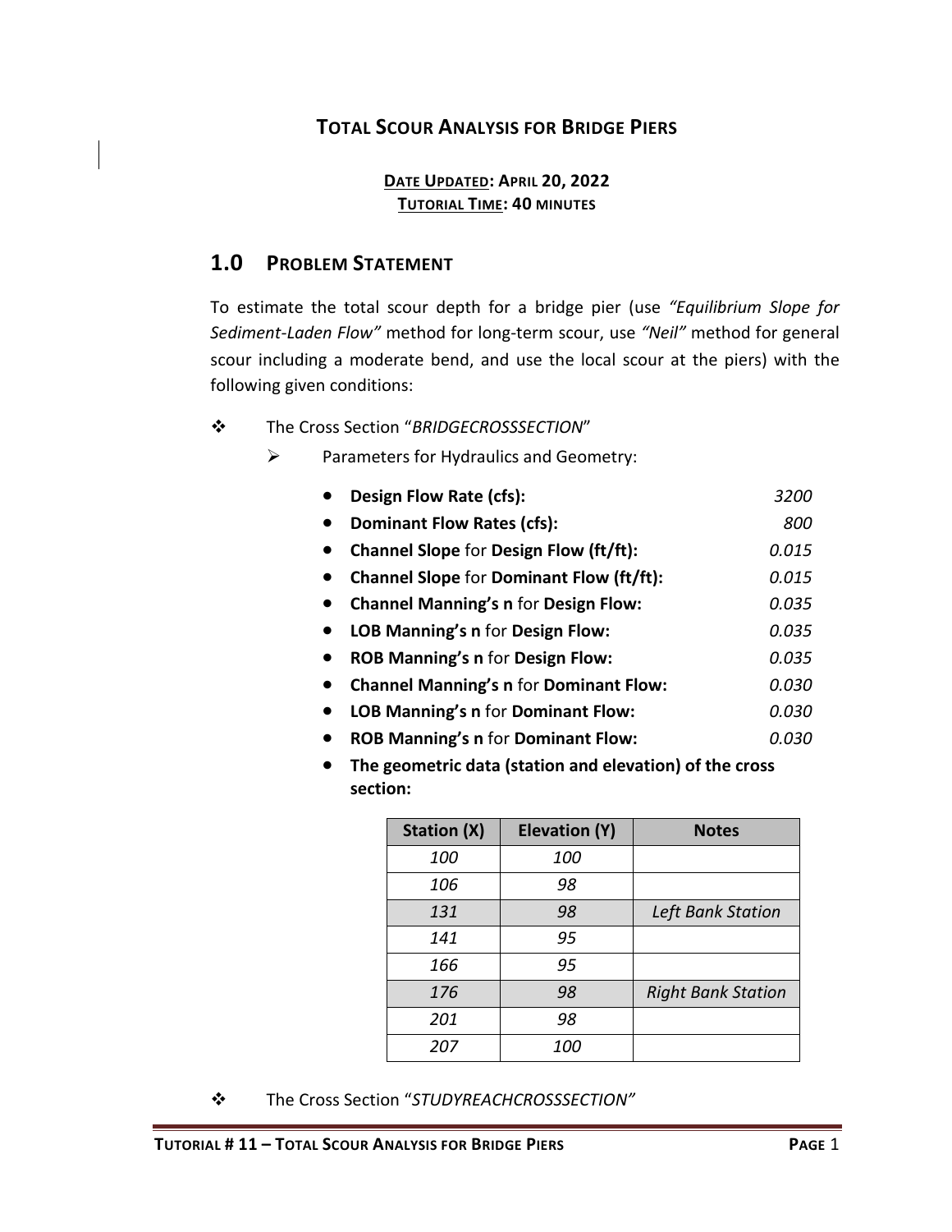# TOTAL SCOUR ANALYSIS FOR BRIDGE PIERS

**DATE UPDATED: APRIL 20, 2022**
**TUTORIAL TIME: 40 MINUTES**

## 1.0 PROBLEM STATEMENT

To estimate the total scour depth for a bridge pier (use *"Equilibrium Slope for Sediment-Laden Flow"* method for long-term scour, use *"Neil"* method for general scour including a moderate bend, and use the local scour at the piers) with the following given conditions:

- The Cross Section "*BRIDGECROSSSECTION*"
  - Parameters for Hydraulics and Geometry:
    - **Design Flow Rate (cfs):** *3200*
    - **Dominant Flow Rates (cfs):** *800*
    - **Channel Slope** for **Design Flow (ft/ft):** *0.015*
    - **Channel Slope** for **Dominant Flow (ft/ft):** *0.015*
    - **Channel Manning's n** for **Design Flow:** *0.035*
    - **LOB Manning's n** for **Design Flow:** *0.035*
    - **ROB Manning's n** for **Design Flow:** *0.035*
    - **Channel Manning's n** for **Dominant Flow:** *0.030*
    - **LOB Manning's n** for **Dominant Flow:** *0.030*
    - **ROB Manning's n** for **Dominant Flow:** *0.030*
    - **The geometric data (station and elevation) of the cross section:**

| Station (X) | Elevation (Y) | Notes |
|---|---|---|
| *100* | *100* | |
| *106* | *98* | |
| *131* | *98* | *Left Bank Station* |
| *141* | *95* | |
| *166* | *95* | |
| *176* | *98* | *Right Bank Station* |
| *201* | *98* | |
| *207* | *100* | |

- The Cross Section "*STUDYREACHCROSSSECTION"*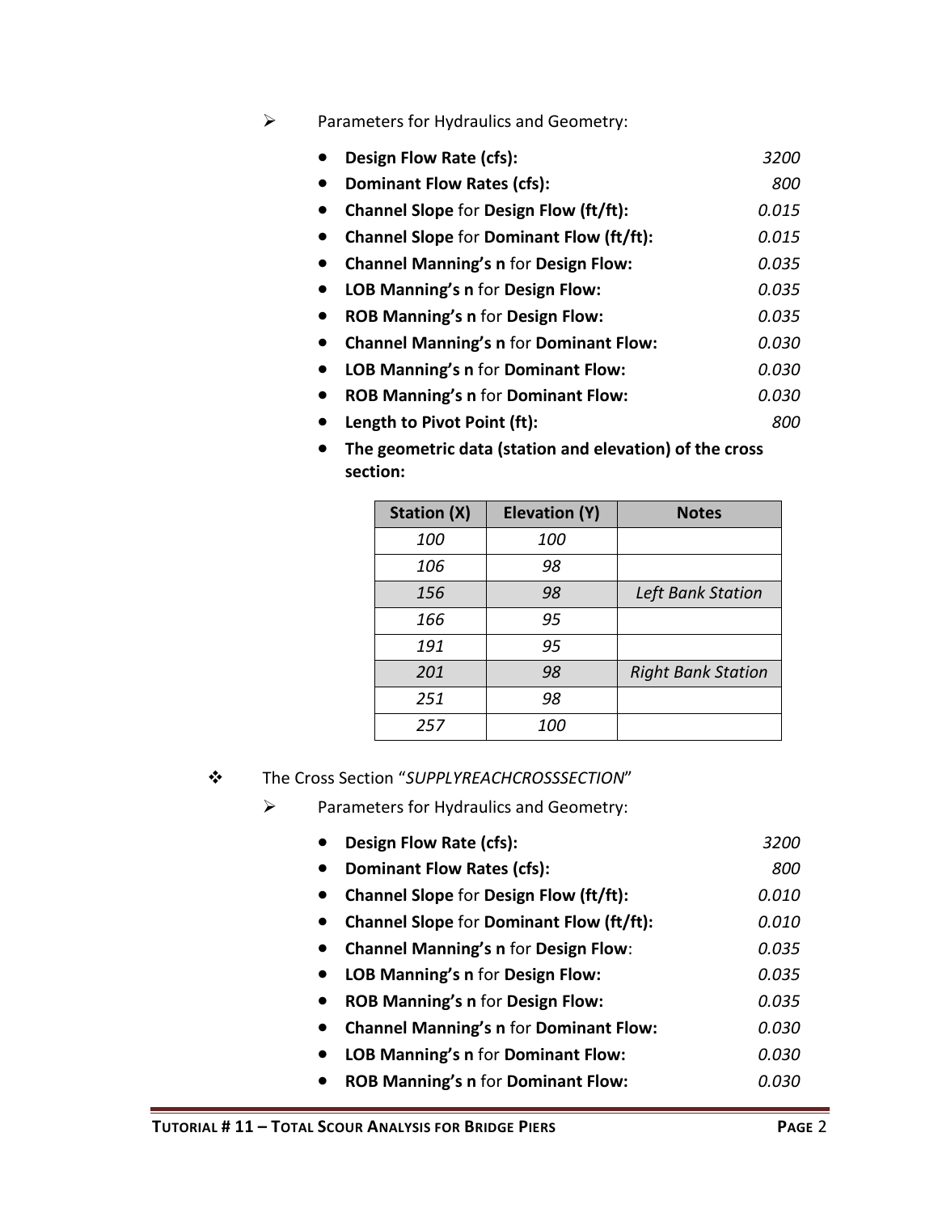- Parameters for Hydraulics and Geometry:
  - **Design Flow Rate (cfs):** *3200*
  - **Dominant Flow Rates (cfs):** *800*
  - **Channel Slope** for **Design Flow (ft/ft):** *0.015*
  - **Channel Slope** for **Dominant Flow (ft/ft):** *0.015*
  - **Channel Manning's n** for **Design Flow:** *0.035*
  - **LOB Manning's n** for **Design Flow:** *0.035*
  - **ROB Manning's n** for **Design Flow:** *0.035*
  - **Channel Manning's n** for **Dominant Flow:** *0.030*
  - **LOB Manning's n** for **Dominant Flow:** *0.030*
  - **ROB Manning's n** for **Dominant Flow:** *0.030*
  - **Length to Pivot Point (ft):** *800*
  - **The geometric data (station and elevation) of the cross section:**

| Station (X) | Elevation (Y) | Notes |
|---|---|---|
| *100* | *100* | |
| *106* | *98* | |
| *156* | *98* | *Left Bank Station* |
| *166* | *95* | |
| *191* | *95* | |
| *201* | *98* | *Right Bank Station* |
| *251* | *98* | |
| *257* | *100* | |

- The Cross Section "*SUPPLYREACHCROSSSECTION*"
  - Parameters for Hydraulics and Geometry:
    - **Design Flow Rate (cfs):** *3200*
    - **Dominant Flow Rates (cfs):** *800*
    - **Channel Slope** for **Design Flow (ft/ft):** *0.010*
    - **Channel Slope** for **Dominant Flow (ft/ft):** *0.010*
    - **Channel Manning's n** for **Design Flow**: *0.035*
    - **LOB Manning's n** for **Design Flow:** *0.035*
    - **ROB Manning's n** for **Design Flow:** *0.035*
    - **Channel Manning's n** for **Dominant Flow:** *0.030*
    - **LOB Manning's n** for **Dominant Flow:** *0.030*
    - **ROB Manning's n** for **Dominant Flow:** *0.030*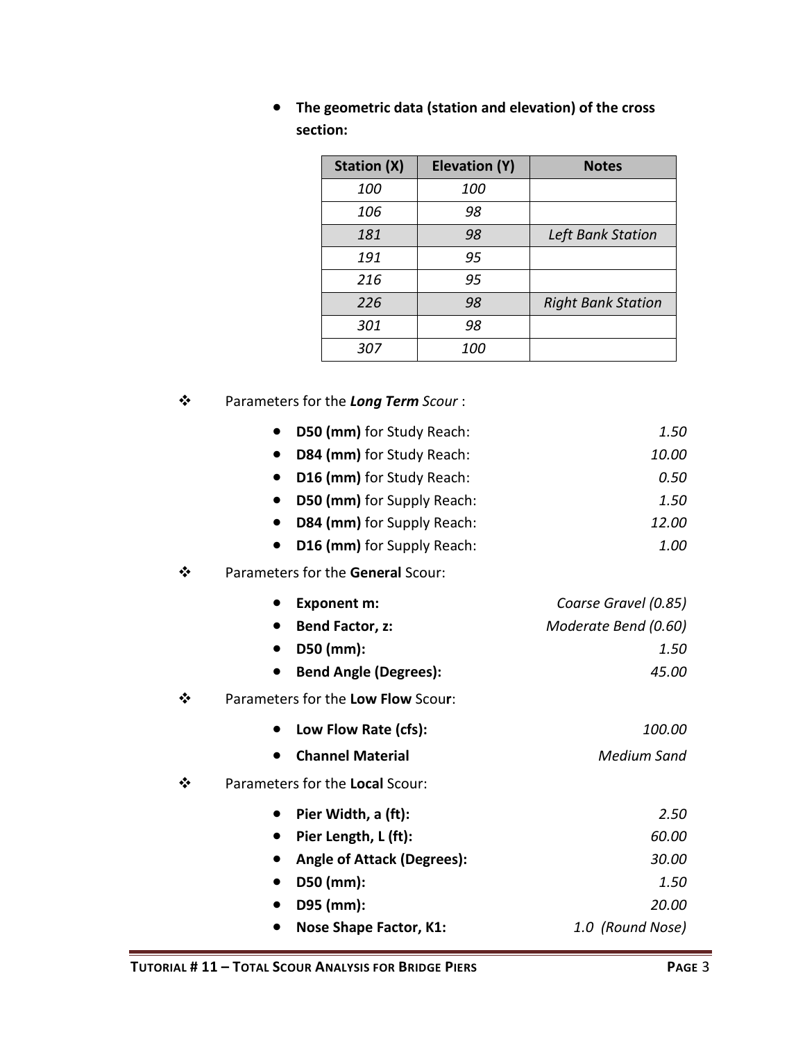- **The geometric data (station and elevation) of the cross section:**

| Station (X) | Elevation (Y) | Notes |
|---|---|---|
| *100* | *100* | |
| *106* | *98* | |
| *181* | *98* | *Left Bank Station* |
| *191* | *95* | |
| *216* | *95* | |
| *226* | *98* | *Right Bank Station* |
| *301* | *98* | |
| *307* | *100* | |

❖ Parameters for the ***Long Term*** *Scour* :

- **D50 (mm)** for Study Reach: *1.50*
- **D84 (mm)** for Study Reach: *10.00*
- **D16 (mm)** for Study Reach: *0.50*
- **D50 (mm)** for Supply Reach: *1.50*
- **D84 (mm)** for Supply Reach: *12.00*
- **D16 (mm)** for Supply Reach: *1.00*

❖ Parameters for the **General** Scour:

- **Exponent m:** *Coarse Gravel (0.85)*
- **Bend Factor, z:** *Moderate Bend (0.60)*
- **D50 (mm):** *1.50*
- **Bend Angle (Degrees):** *45.00*

❖ Parameters for the **Low Flow** Scour:

- **Low Flow Rate (cfs):** *100.00*
- **Channel Material** *Medium Sand*

❖ Parameters for the **Local** Scour:

- **Pier Width, a (ft):** *2.50*
- **Pier Length, L (ft):** *60.00*
- **Angle of Attack (Degrees):** *30.00*
- **D50 (mm):** *1.50*
- **D95 (mm):** *20.00*
- **Nose Shape Factor, K1:** *1.0 (Round Nose)*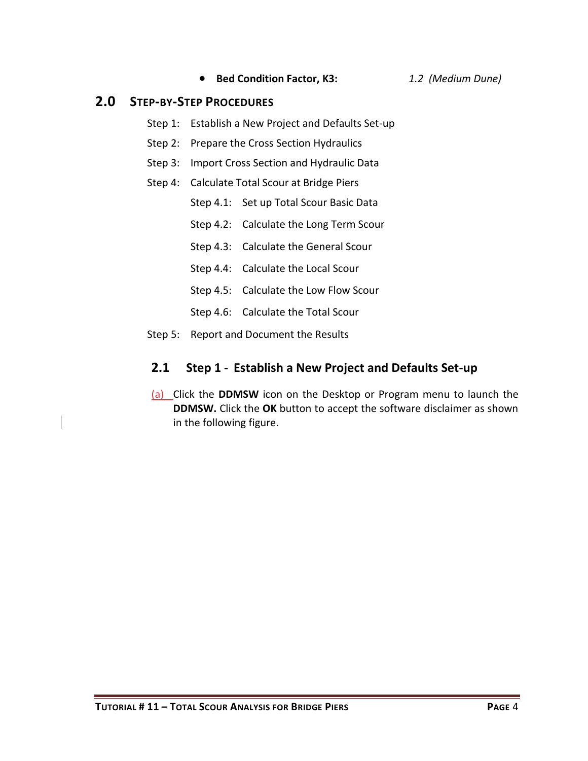- **Bed Condition Factor, K3:** *1.2 (Medium Dune)*

## 2.0 STEP-BY-STEP PROCEDURES

Step 1: Establish a New Project and Defaults Set-up

Step 2: Prepare the Cross Section Hydraulics

Step 3: Import Cross Section and Hydraulic Data

Step 4: Calculate Total Scour at Bridge Piers

- Step 4.1: Set up Total Scour Basic Data
- Step 4.2: Calculate the Long Term Scour
- Step 4.3: Calculate the General Scour
- Step 4.4: Calculate the Local Scour
- Step 4.5: Calculate the Low Flow Scour
- Step 4.6: Calculate the Total Scour

Step 5: Report and Document the Results

### 2.1 Step 1 - Establish a New Project and Defaults Set-up

(a) Click the **DDMSW** icon on the Desktop or Program menu to launch the **DDMSW.** Click the **OK** button to accept the software disclaimer as shown in the following figure.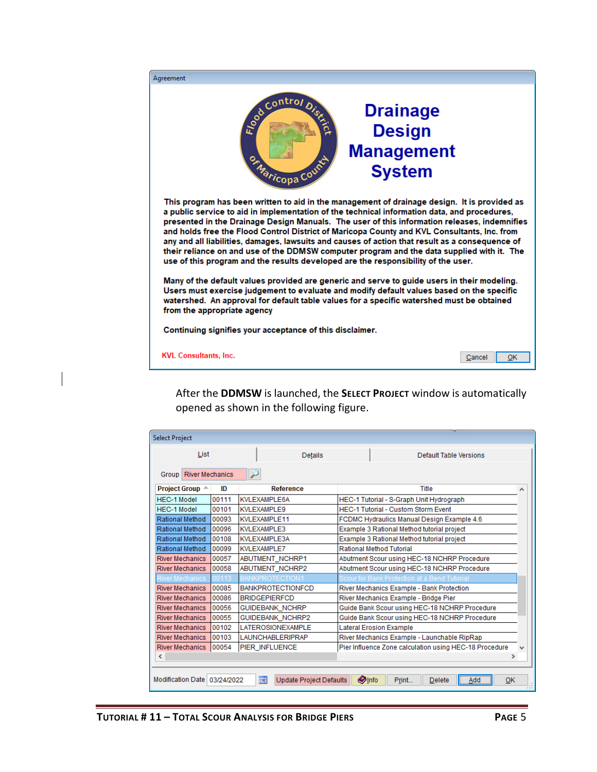Agreement

Flood Control District of Maricopa County

# Drainage Design Management System

**This program has been written to aid in the management of drainage design. It is provided as a public service to aid in implementation of the technical information data, and procedures, presented in the Drainage Design Manuals. The user of this information releases, indemnifies and holds free the Flood Control District of Maricopa County and KVL Consultants, Inc. from any and all liabilities, damages, lawsuits and causes of action that result as a consequence of their reliance on and use of the DDMSW computer program and the data supplied with it. The use of this program and the results developed are the responsibility of the user.**

**Many of the default values provided are generic and serve to guide users in their modeling. Users must exercise judgement to evaluate and modify default values based on the specific watershed. An approval for default table values for a specific watershed must be obtained from the appropriate agency**

**Continuing signifies your acceptance of this disclaimer.**

KVL Consultants, Inc. — Cancel — OK

After the **DDMSW** is launched, the **SELECT PROJECT** window is automatically opened as shown in the following figure.

Select Project

List | Details | Default Table Versions

Group: River Mechanics

| Project Group | ID | Reference | Title |
|---|---|---|---|
| HEC-1 Model | 00111 | KVLEXAMPLE6A | HEC-1 Tutorial - S-Graph Unit Hydrograph |
| HEC-1 Model | 00101 | KVLEXAMPLE9 | HEC-1 Tutorial - Custom Storm Event |
| Rational Method | 00093 | KVLEXAMPLE11 | FCDMC Hydraulics Manual Design Example 4.6 |
| Rational Method | 00096 | KVLEXAMPLE3 | Example 3 Rational Method tutorial project |
| Rational Method | 00108 | KVLEXAMPLE3A | Example 3 Rational Method tutorial project |
| Rational Method | 00099 | KVLEXAMPLE7 | Rational Method Tutorial |
| River Mechanics | 00057 | ABUTMENT_NCHRP1 | Abutment Scour using HEC-18 NCHRP Procedure |
| River Mechanics | 00058 | ABUTMENT_NCHRP2 | Abutment Scour using HEC-18 NCHRP Procedure |
| River Mechanics | 00113 | BANKPROTECTION1 | Scour for Bank Protection at a Bend Tutorial |
| River Mechanics | 00085 | BANKPROTECTIONFCD | River Mechanics Example - Bank Protection |
| River Mechanics | 00086 | BRIDGEPIERFCD | River Mechanics Example - Bridge Pier |
| River Mechanics | 00056 | GUIDEBANK_NCHRP | Guide Bank Scour using HEC-18 NCHRP Procedure |
| River Mechanics | 00055 | GUIDEBANK_NCHRP2 | Guide Bank Scour using HEC-18 NCHRP Procedure |
| River Mechanics | 00102 | LATEROSIONEXAMPLE | Lateral Erosion Example |
| River Mechanics | 00103 | LAUNCHABLERIPRAP | River Mechanics Example - Launchable RipRap |
| River Mechanics | 00054 | PIER_INFLUENCE | Pier Influence Zone calculation using HEC-18 Procedure |

Modification Date 03/24/2022 — Update Project Defaults — Info — Print... — Delete — Add — OK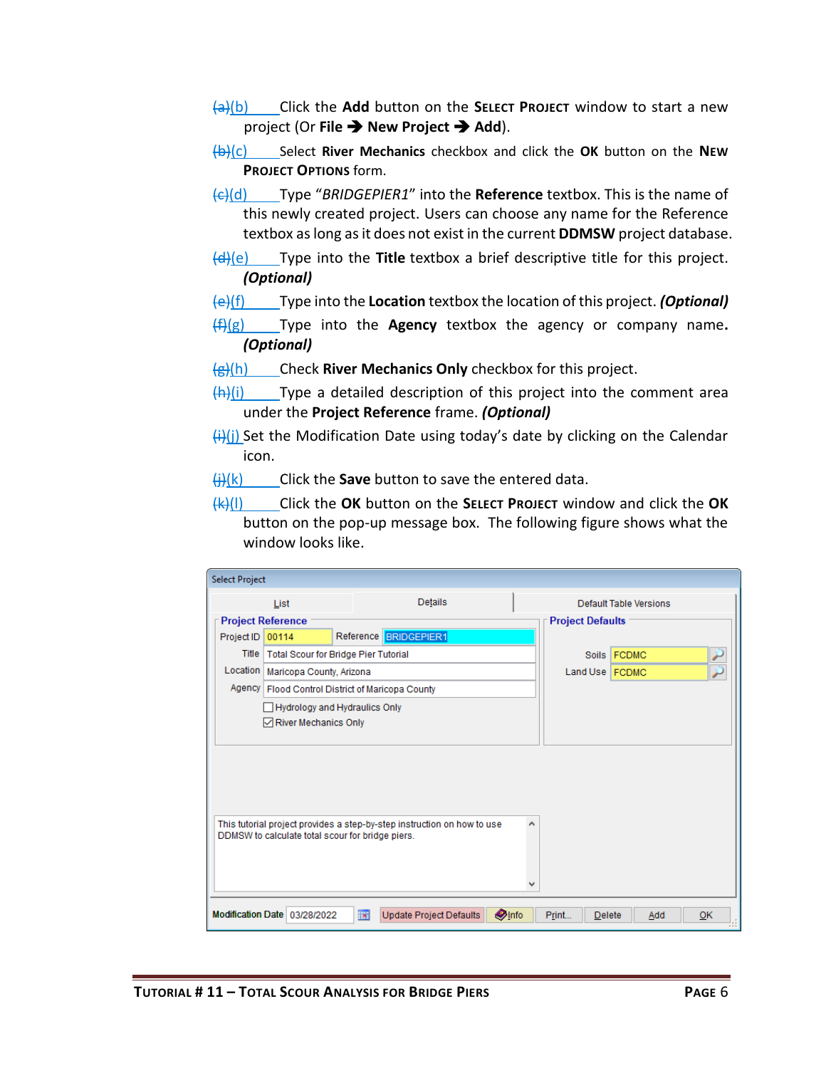(b) Click the **Add** button on the **SELECT PROJECT** window to start a new project (Or **File → New Project → Add**).

(c) Select **River Mechanics** checkbox and click the **OK** button on the **NEW PROJECT OPTIONS** form.

(d) Type "*BRIDGEPIER1*" into the **Reference** textbox. This is the name of this newly created project. Users can choose any name for the Reference textbox as long as it does not exist in the current **DDMSW** project database.

(e) Type into the **Title** textbox a brief descriptive title for this project. ***(Optional)***

(f) Type into the **Location** textbox the location of this project. ***(Optional)***

(g) Type into the **Agency** textbox the agency or company name. ***(Optional)***

(h) Check **River Mechanics Only** checkbox for this project.

(i) Type a detailed description of this project into the comment area under the **Project Reference** frame. ***(Optional)***

(j) Set the Modification Date using today's date by clicking on the Calendar icon.

(k) Click the **Save** button to save the entered data.

(l) Click the **OK** button on the **SELECT PROJECT** window and click the **OK** button on the pop-up message box. The following figure shows what the window looks like.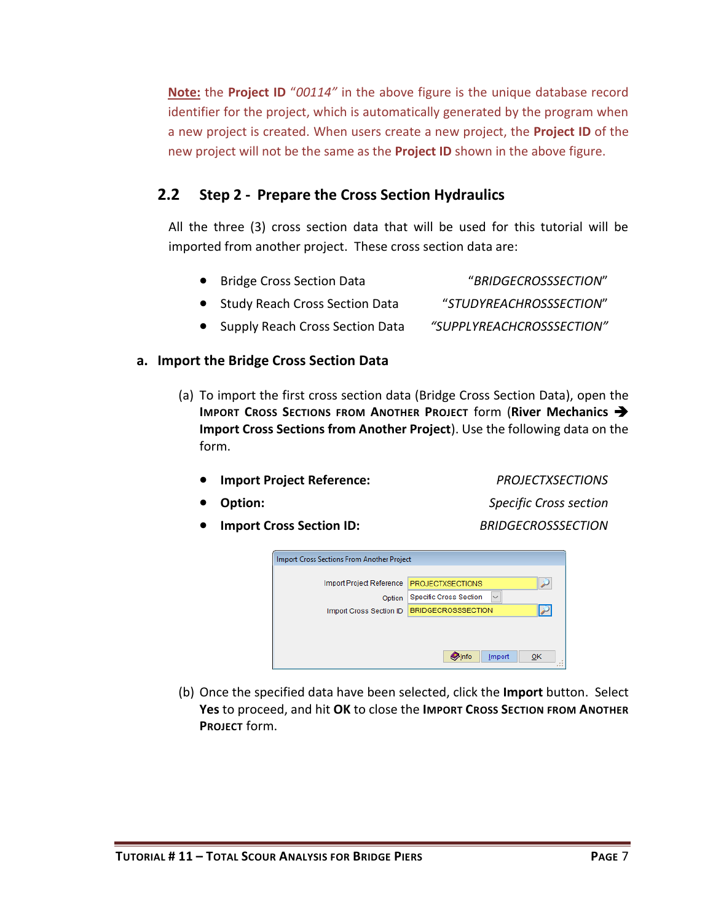**Note:** the **Project ID** *"00114"* in the above figure is the unique database record identifier for the project, which is automatically generated by the program when a new project is created. When users create a new project, the **Project ID** of the new project will not be the same as the **Project ID** shown in the above figure.

## 2.2 Step 2 - Prepare the Cross Section Hydraulics

All the three (3) cross section data that will be used for this tutorial will be imported from another project. These cross section data are:

- Bridge Cross Section Data *"BRIDGECROSSSECTION"*
- Study Reach Cross Section Data *"STUDYREACHROSSSECTION"*
- Supply Reach Cross Section Data *"SUPPLYREACHCROSSSECTION"*

### a. Import the Bridge Cross Section Data

(a) To import the first cross section data (Bridge Cross Section Data), open the **Import Cross Sections from Another Project** form (**River Mechanics → Import Cross Sections from Another Project**). Use the following data on the form.

- **Import Project Reference:** *PROJECTXSECTIONS*
- **Option:** *Specific Cross section*
- **Import Cross Section ID:** *BRIDGECROSSSECTION*

(b) Once the specified data have been selected, click the **Import** button. Select **Yes** to proceed, and hit **OK** to close the **Import Cross Section from Another Project** form.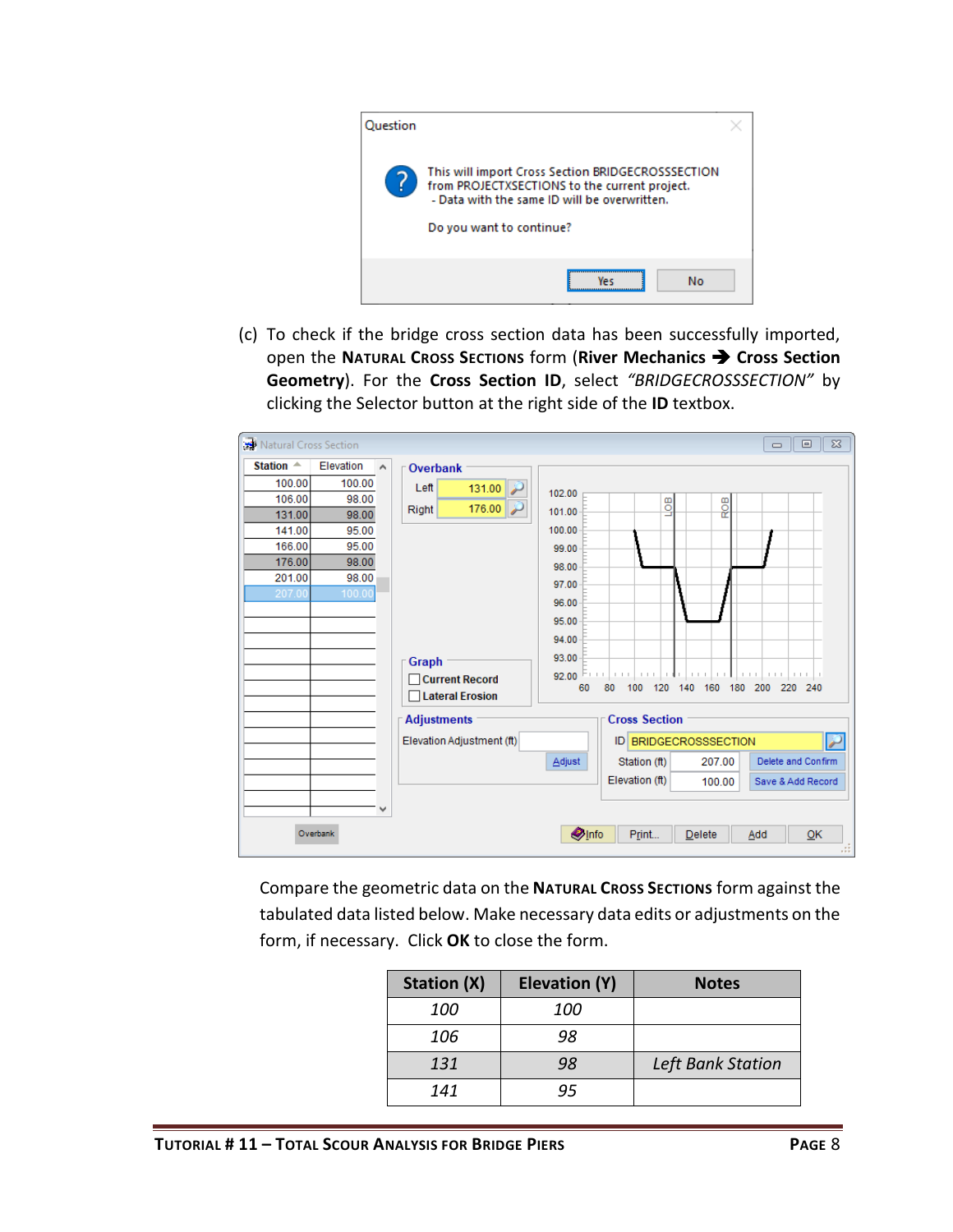(c) To check if the bridge cross section data has been successfully imported, open the **NATURAL CROSS SECTIONS** form (**River Mechanics → Cross Section Geometry**). For the **Cross Section ID**, select *"BRIDGECROSSSECTION"* by clicking the Selector button at the right side of the **ID** textbox.

Compare the geometric data on the **NATURAL CROSS SECTIONS** form against the tabulated data listed below. Make necessary data edits or adjustments on the form, if necessary. Click **OK** to close the form.

| Station (X) | Elevation (Y) | Notes |
|---|---|---|
| *100* | *100* | |
| *106* | *98* | |
| *131* | *98* | *Left Bank Station* |
| *141* | *95* | |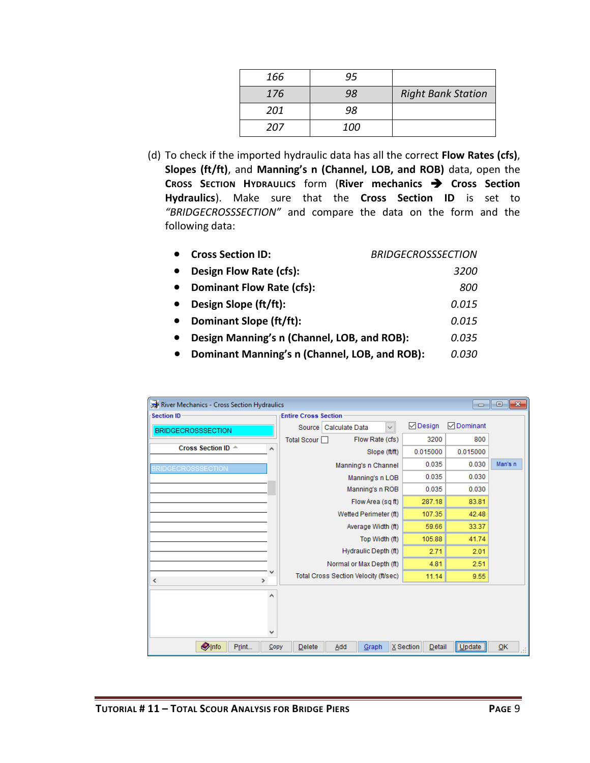| | | |
|---|---|---|
| *166* | *95* | |
| *176* | *98* | *Right Bank Station* |
| *201* | *98* | |
| *207* | *100* | |

(d) To check if the imported hydraulic data has all the correct **Flow Rates (cfs)**, **Slopes (ft/ft)**, and **Manning's n (Channel, LOB, and ROB)** data, open the **Cross Section Hydraulics** form (**River mechanics → Cross Section Hydraulics**). Make sure that the **Cross Section ID** is set to *"BRIDGECROSSSECTION"* and compare the data on the form and the following data:

- **Cross Section ID:** *BRIDGECROSSSECTION*
- **Design Flow Rate (cfs):** *3200*
- **Dominant Flow Rate (cfs):** *800*
- **Design Slope (ft/ft):** *0.015*
- **Dominant Slope (ft/ft):** *0.015*
- **Design Manning's n (Channel, LOB, and ROB):** *0.035*
- **Dominant Manning's n (Channel, LOB, and ROB):** *0.030*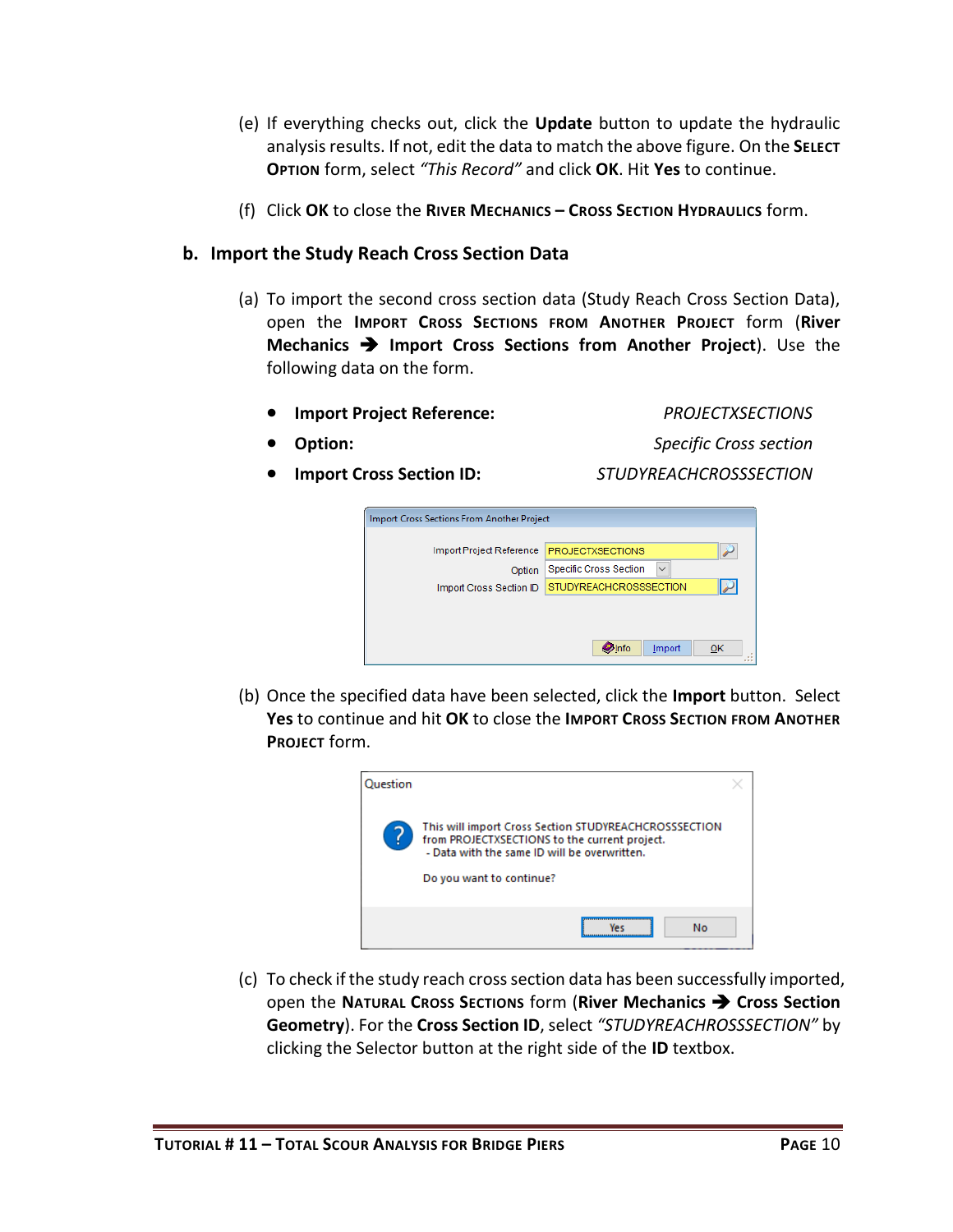(e) If everything checks out, click the **Update** button to update the hydraulic analysis results. If not, edit the data to match the above figure. On the **Select Option** form, select *"This Record"* and click **OK**. Hit **Yes** to continue.

(f) Click **OK** to close the **River Mechanics – Cross Section Hydraulics** form.

## b. Import the Study Reach Cross Section Data

(a) To import the second cross section data (Study Reach Cross Section Data), open the **Import Cross Sections from Another Project** form (**River Mechanics ➔ Import Cross Sections from Another Project**). Use the following data on the form.

- **Import Project Reference:** *PROJECTXSECTIONS*
- **Option:** *Specific Cross section*
- **Import Cross Section ID:** *STUDYREACHCROSSSECTION*

(b) Once the specified data have been selected, click the **Import** button. Select **Yes** to continue and hit **OK** to close the **Import Cross Section from Another Project** form.

(c) To check if the study reach cross section data has been successfully imported, open the **Natural Cross Sections** form (**River Mechanics ➔ Cross Section Geometry**). For the **Cross Section ID**, select *"STUDYREACHCROSSSECTION"* by clicking the Selector button at the right side of the **ID** textbox.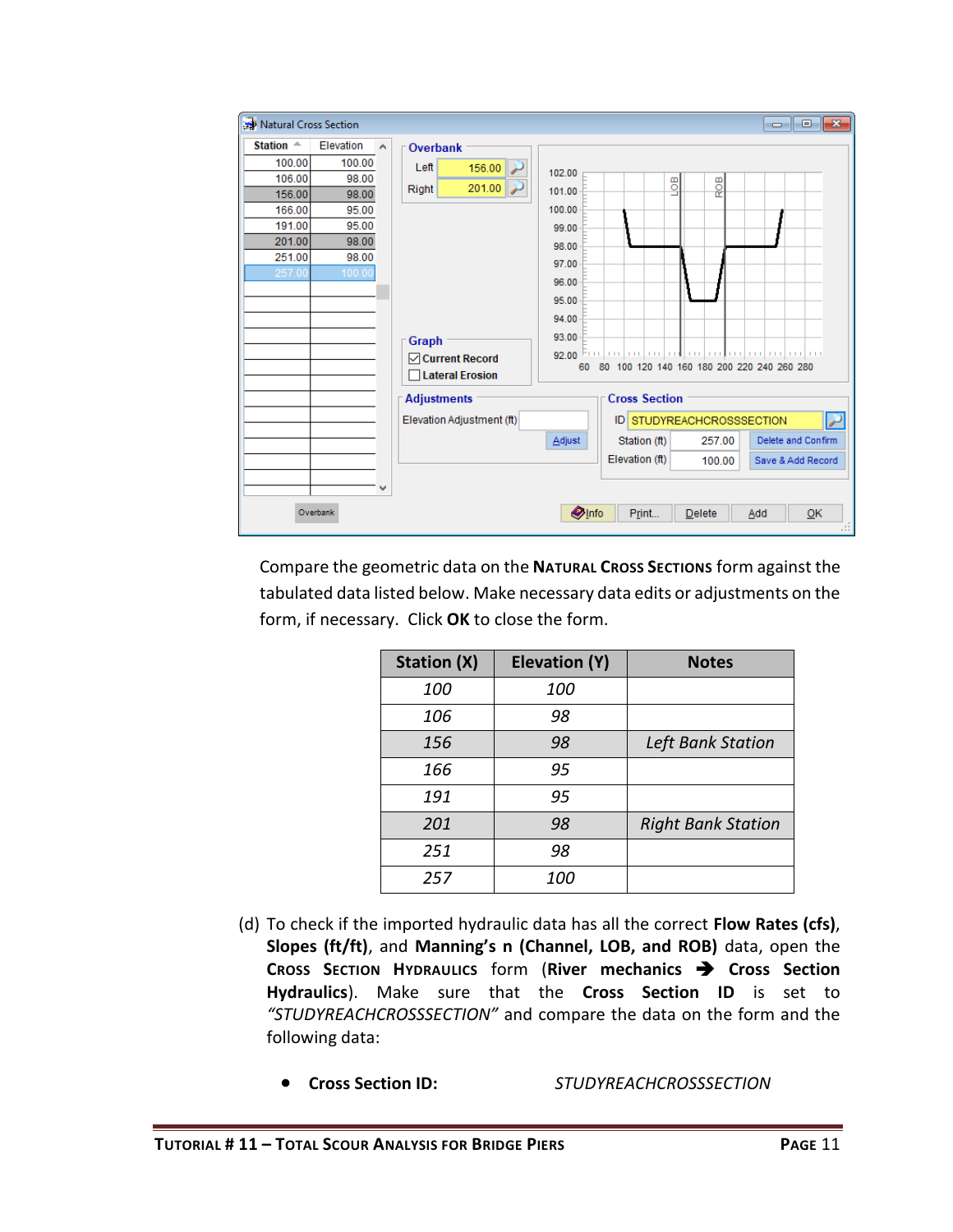Compare the geometric data on the **NATURAL CROSS SECTIONS** form against the tabulated data listed below. Make necessary data edits or adjustments on the form, if necessary. Click **OK** to close the form.

| Station (X) | Elevation (Y) | Notes |
|---|---|---|
| *100* | *100* | |
| *106* | *98* | |
| *156* | *98* | *Left Bank Station* |
| *166* | *95* | |
| *191* | *95* | |
| *201* | *98* | *Right Bank Station* |
| *251* | *98* | |
| *257* | *100* | |

(d) To check if the imported hydraulic data has all the correct **Flow Rates (cfs)**, **Slopes (ft/ft)**, and **Manning's n (Channel, LOB, and ROB)** data, open the **CROSS SECTION HYDRAULICS** form (**River mechanics ➔ Cross Section Hydraulics**). Make sure that the **Cross Section ID** is set to *"STUDYREACHCROSSSECTION"* and compare the data on the form and the following data:

- **Cross Section ID:** *STUDYREACHCROSSSECTION*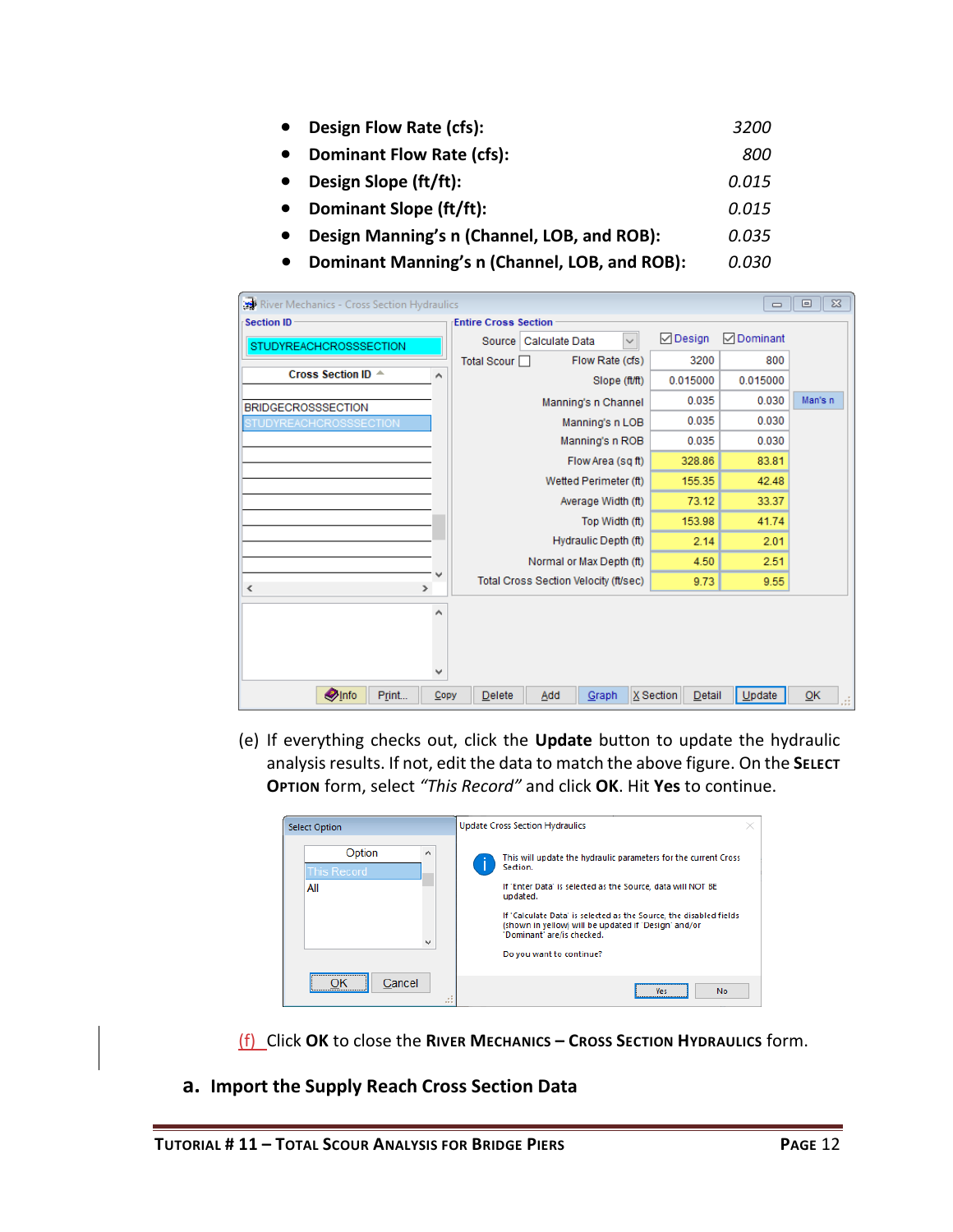- **Design Flow Rate (cfs):** *3200*
- **Dominant Flow Rate (cfs):** *800*
- **Design Slope (ft/ft):** *0.015*
- **Dominant Slope (ft/ft):** *0.015*
- **Design Manning's n (Channel, LOB, and ROB):** *0.035*
- **Dominant Manning's n (Channel, LOB, and ROB):** *0.030*

(e) If everything checks out, click the **Update** button to update the hydraulic analysis results. If not, edit the data to match the above figure. On the **Select Option** form, select *"This Record"* and click **OK**. Hit **Yes** to continue.

(f) Click **OK** to close the **River Mechanics – Cross Section Hydraulics** form.

## a. Import the Supply Reach Cross Section Data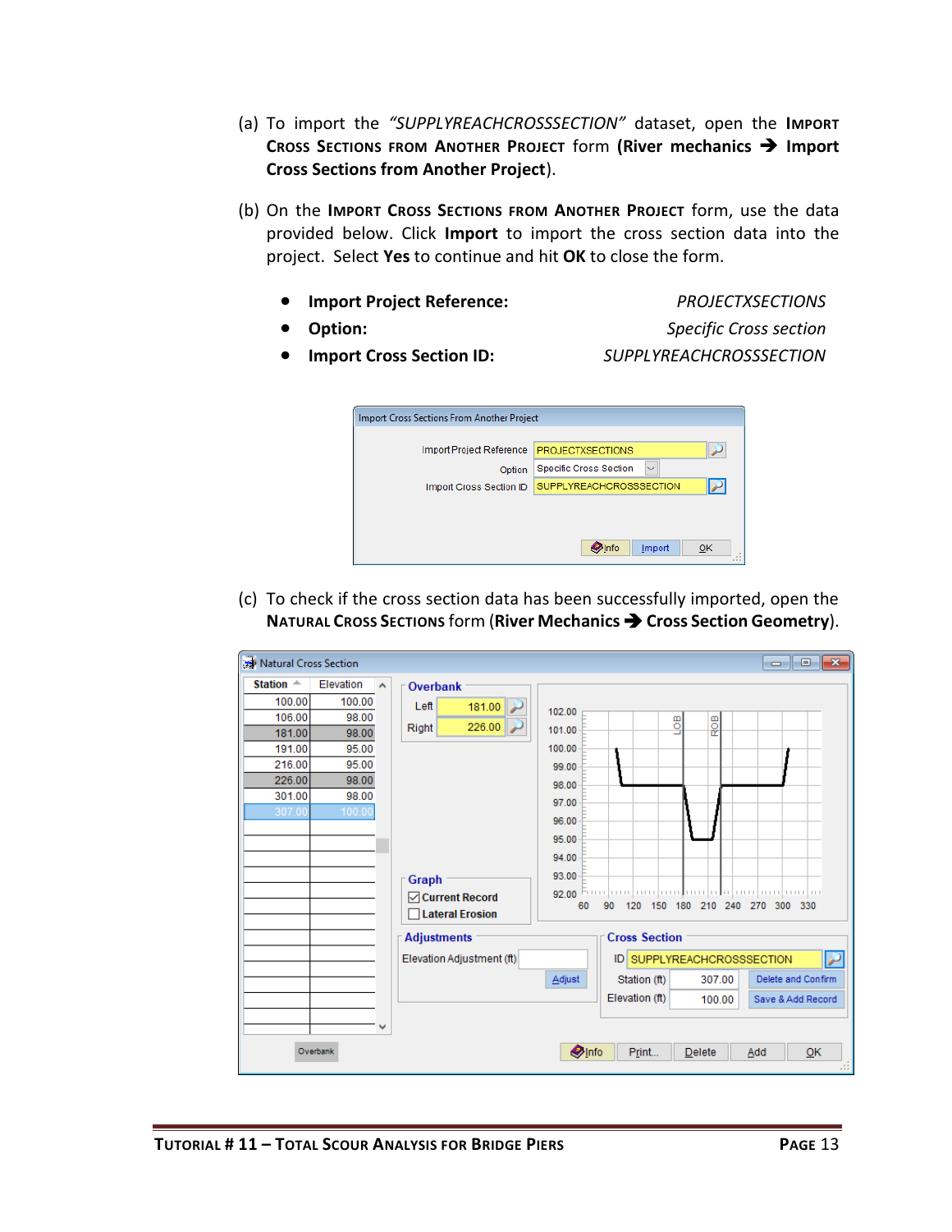(a) To import the *"SUPPLYREACHCROSSSECTION"* dataset, open the **IMPORT CROSS SECTIONS FROM ANOTHER PROJECT** form (**River mechanics → Import Cross Sections from Another Project**).

(b) On the **IMPORT CROSS SECTIONS FROM ANOTHER PROJECT** form, use the data provided below. Click **Import** to import the cross section data into the project. Select **Yes** to continue and hit **OK** to close the form.

- **Import Project Reference:** *PROJECTXSECTIONS*
- **Option:** *Specific Cross section*
- **Import Cross Section ID:** *SUPPLYREACHCROSSSECTION*

(c) To check if the cross section data has been successfully imported, open the **NATURAL CROSS SECTIONS** form (**River Mechanics → Cross Section Geometry**).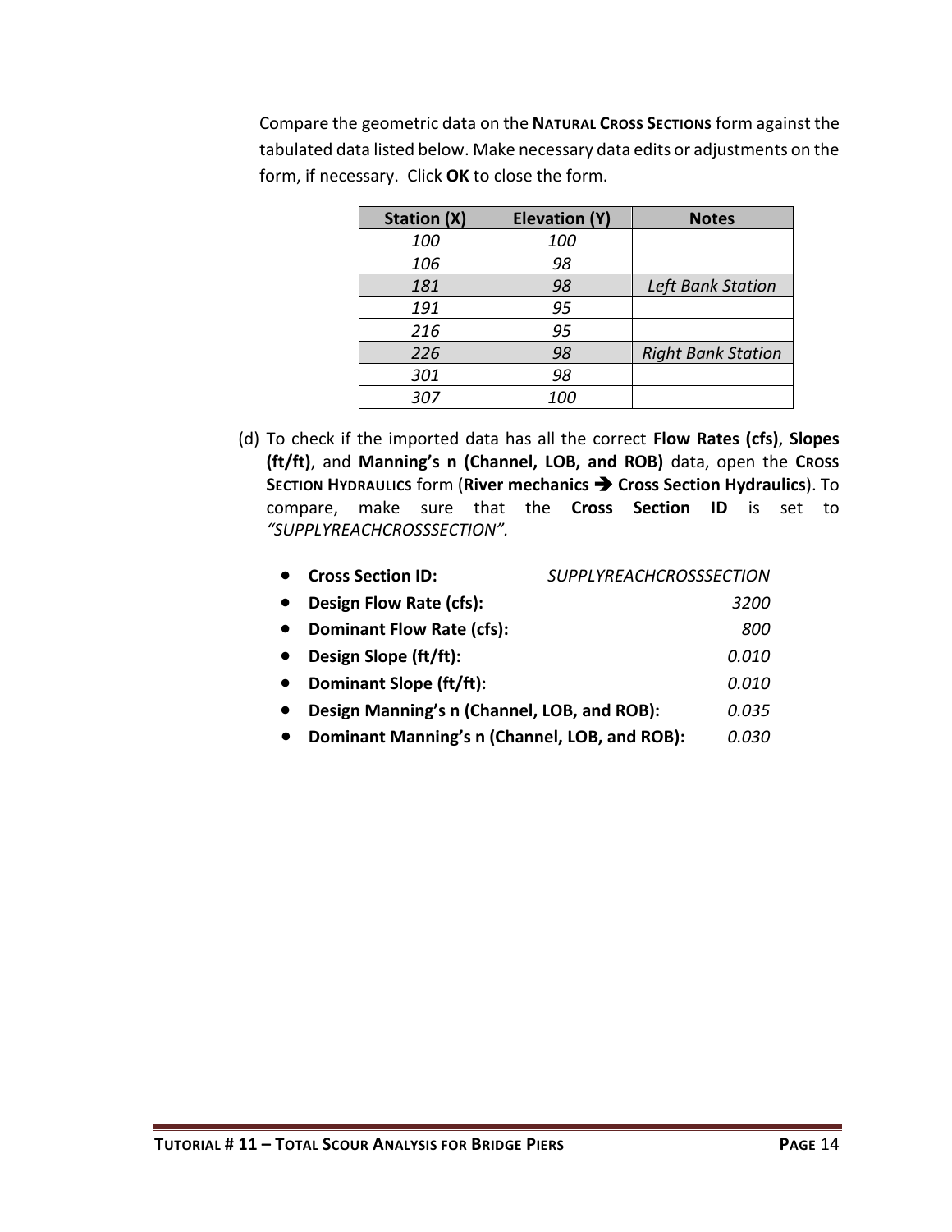Compare the geometric data on the **NATURAL CROSS SECTIONS** form against the tabulated data listed below. Make necessary data edits or adjustments on the form, if necessary. Click **OK** to close the form.

| Station (X) | Elevation (Y) | Notes |
|---|---|---|
| *100* | *100* | |
| *106* | *98* | |
| *181* | *98* | *Left Bank Station* |
| *191* | *95* | |
| *216* | *95* | |
| *226* | *98* | *Right Bank Station* |
| *301* | *98* | |
| *307* | *100* | |

(d) To check if the imported data has all the correct **Flow Rates (cfs)**, **Slopes (ft/ft)**, and **Manning's n (Channel, LOB, and ROB)** data, open the **CROSS SECTION HYDRAULICS** form (**River mechanics ➔ Cross Section Hydraulics**). To compare, make sure that the **Cross Section ID** is set to *"SUPPLYREACHCROSSSECTION".*

- **Cross Section ID:** *SUPPLYREACHCROSSSECTION*
- **Design Flow Rate (cfs):** *3200*
- **Dominant Flow Rate (cfs):** *800*
- **Design Slope (ft/ft):** *0.010*
- **Dominant Slope (ft/ft):** *0.010*
- **Design Manning's n (Channel, LOB, and ROB):** *0.035*
- **Dominant Manning's n (Channel, LOB, and ROB):** *0.030*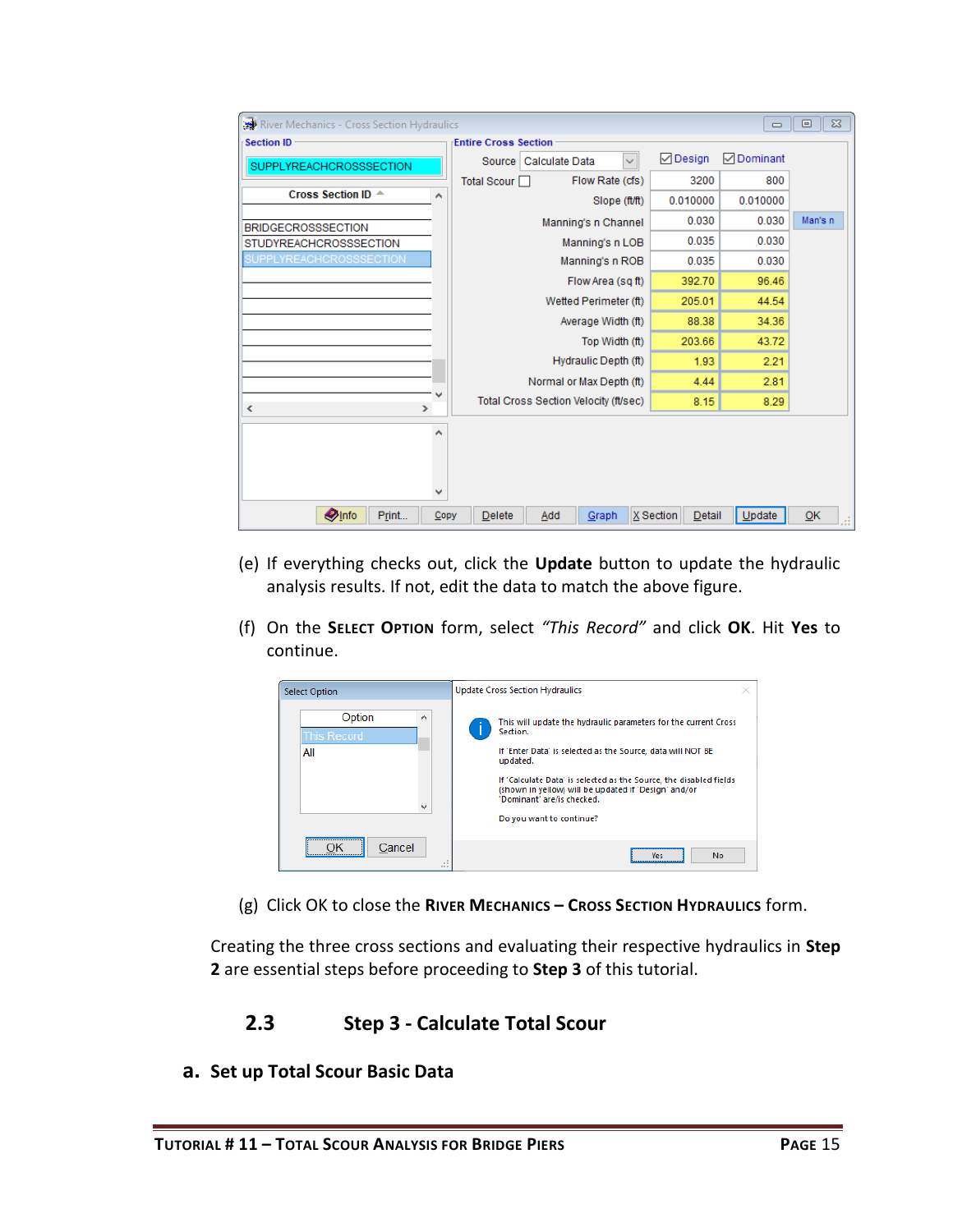(e) If everything checks out, click the **Update** button to update the hydraulic analysis results. If not, edit the data to match the above figure.

(f) On the **SELECT OPTION** form, select *"This Record"* and click **OK**. Hit **Yes** to continue.

(g) Click OK to close the **RIVER MECHANICS – CROSS SECTION HYDRAULICS** form.

Creating the three cross sections and evaluating their respective hydraulics in **Step 2** are essential steps before proceeding to **Step 3** of this tutorial.

## 2.3 Step 3 - Calculate Total Scour

### a. Set up Total Scour Basic Data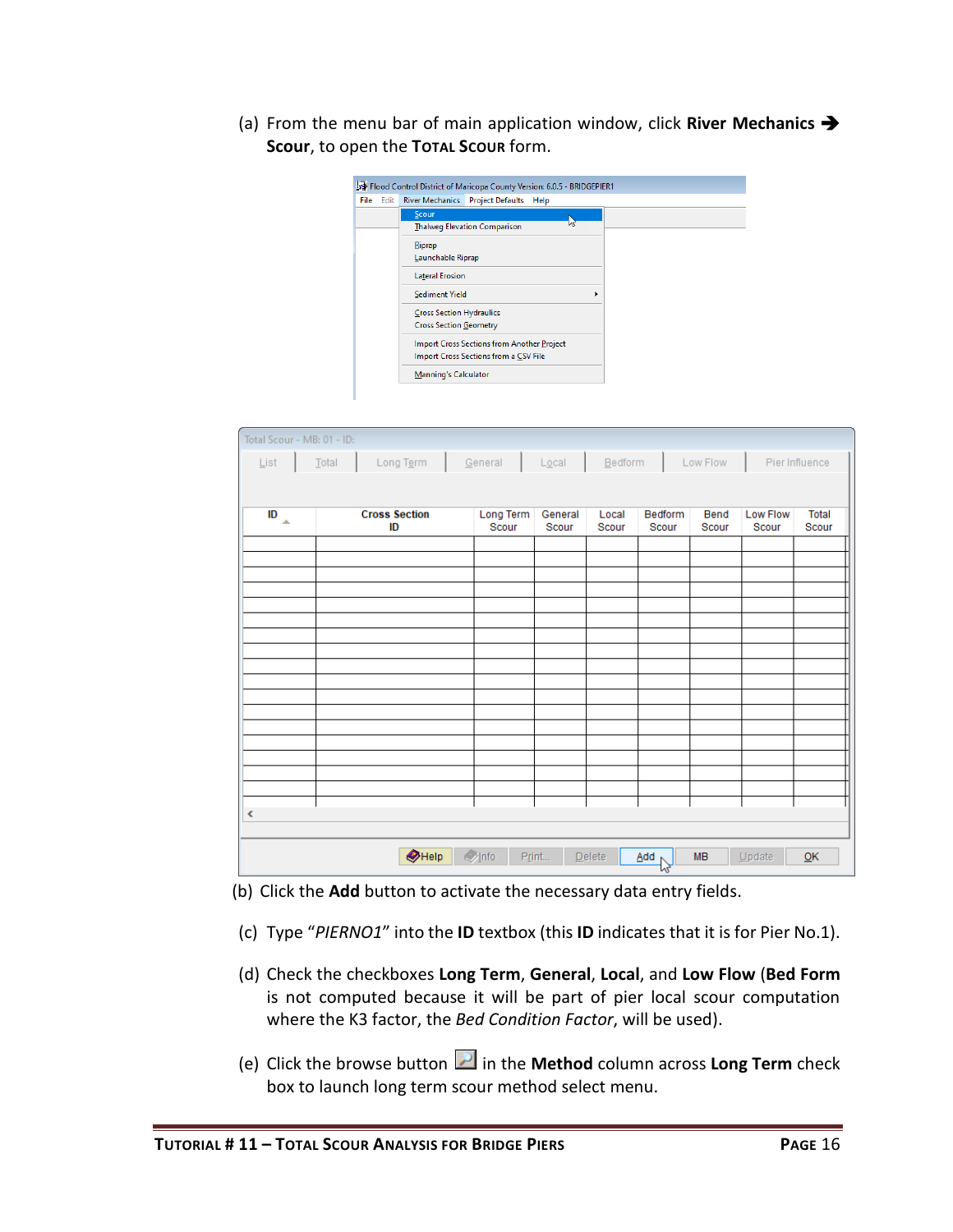(a) From the menu bar of main application window, click **River Mechanics ➔ Scour**, to open the **TOTAL SCOUR** form.

(b) Click the **Add** button to activate the necessary data entry fields.

(c) Type "*PIERNO1*" into the **ID** textbox (this **ID** indicates that it is for Pier No.1).

(d) Check the checkboxes **Long Term**, **General**, **Local**, and **Low Flow** (**Bed Form** is not computed because it will be part of pier local scour computation where the K3 factor, the *Bed Condition Factor*, will be used).

(e) Click the browse button in the **Method** column across **Long Term** check box to launch long term scour method select menu.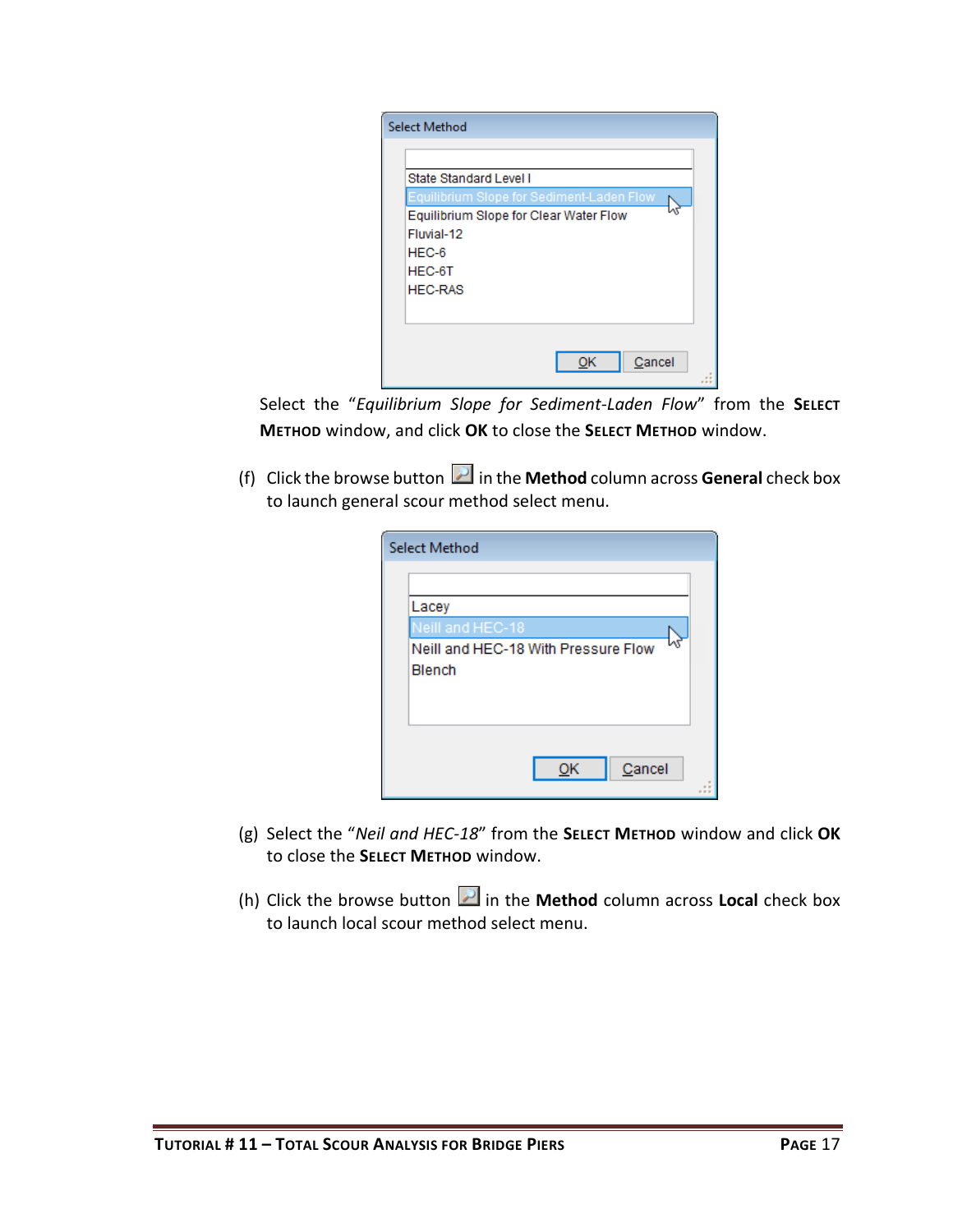Select the "*Equilibrium Slope for Sediment-Laden Flow*" from the **SELECT METHOD** window, and click **OK** to close the **SELECT METHOD** window.

(f) Click the browse button in the **Method** column across **General** check box to launch general scour method select menu.

(g) Select the "*Neil and HEC-18*" from the **SELECT METHOD** window and click **OK** to close the **SELECT METHOD** window.

(h) Click the browse button in the **Method** column across **Local** check box to launch local scour method select menu.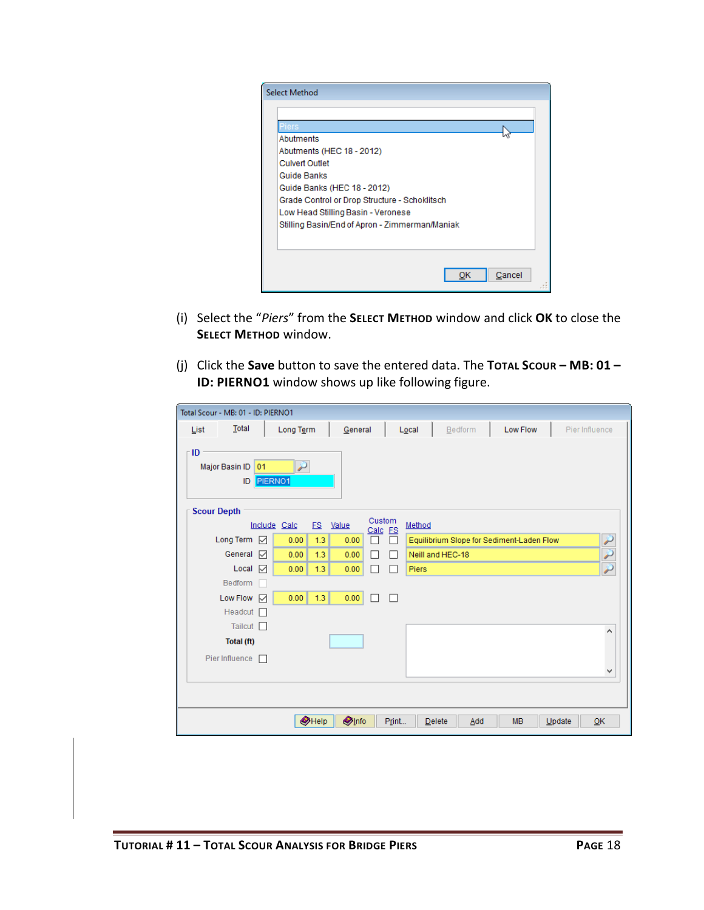(i) Select the "*Piers*" from the **Select Method** window and click **OK** to close the **Select Method** window.

(j) Click the **Save** button to save the entered data. The **Total Scour – MB: 01 – ID: PIERNO1** window shows up like following figure.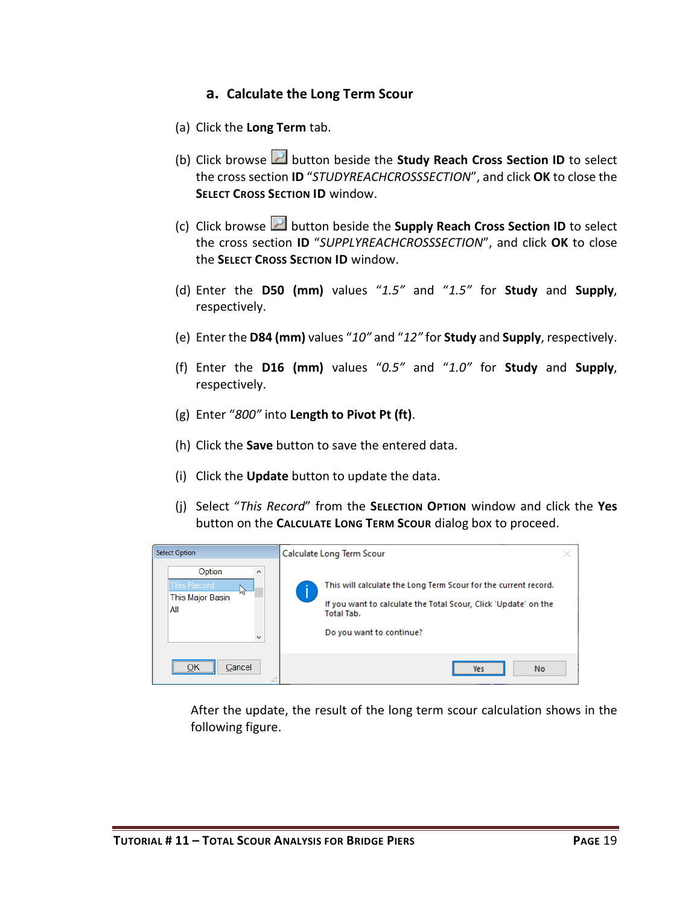### a. Calculate the Long Term Scour

(a) Click the **Long Term** tab.

(b) Click browse button beside the **Study Reach Cross Section ID** to select the cross section **ID** "*STUDYREACHCROSSSECTION*", and click **OK** to close the **SELECT CROSS SECTION ID** window.

(c) Click browse button beside the **Supply Reach Cross Section ID** to select the cross section **ID** "*SUPPLYREACHCROSSSECTION*", and click **OK** to close the **SELECT CROSS SECTION ID** window.

(d) Enter the **D50 (mm)** values *"1.5"* and *"1.5"* for **Study** and **Supply**, respectively.

(e) Enter the **D84 (mm)** values "*10*" and "*12*" for **Study** and **Supply**, respectively.

(f) Enter the **D16 (mm)** values *"0.5"* and *"1.0"* for **Study** and **Supply**, respectively.

(g) Enter "*800*" into **Length to Pivot Pt (ft)**.

(h) Click the **Save** button to save the entered data.

(i) Click the **Update** button to update the data.

(j) Select "*This Record*" from the **SELECTION OPTION** window and click the **Yes** button on the **CALCULATE LONG TERM SCOUR** dialog box to proceed.

After the update, the result of the long term scour calculation shows in the following figure.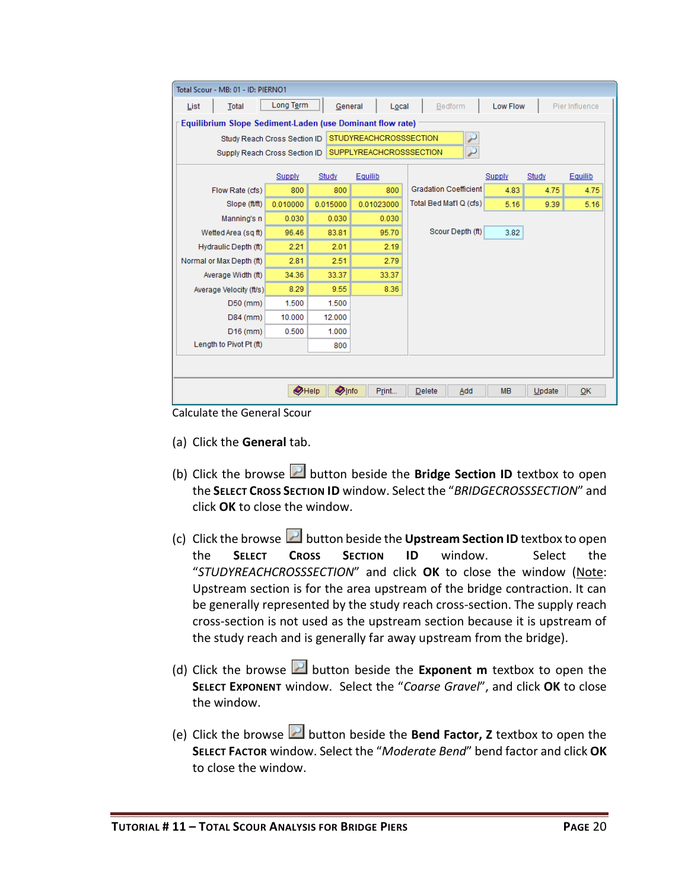| Total Scour - MB: 01 - ID: PIERNO1 | | | | | | | |
|---|---|---|---|---|---|---|---|
| List | Total | Long Term | General | Local | Bedform | Low Flow | Pier Influence |

**Equilibrium Slope Sediment-Laden (use Dominant flow rate)**

Study Reach Cross Section ID: STUDYREACHCROSSSECTION

Supply Reach Cross Section ID: SUPPLYREACHCROSSSECTION

| | Supply | Study | Equilib |
|---|---|---|---|
| Flow Rate (cfs) | 800 | 800 | 800 |
| Slope (ft/ft) | 0.010000 | 0.015000 | 0.01023000 |
| Manning's n | 0.030 | 0.030 | 0.030 |
| Wetted Area (sq ft) | 96.46 | 83.81 | 95.70 |
| Hydraulic Depth (ft) | 2.21 | 2.01 | 2.19 |
| Normal or Max Depth (ft) | 2.81 | 2.51 | 2.79 |
| Average Width (ft) | 34.36 | 33.37 | 33.37 |
| Average Velocity (ft/s) | 8.29 | 9.55 | 8.36 |
| D50 (mm) | 1.500 | 1.500 | |
| D84 (mm) | 10.000 | 12.000 | |
| D16 (mm) | 0.500 | 1.000 | |
| Length to Pivot Pt (ft) | | 800 | |

| | Supply | Study | Equilib |
|---|---|---|---|
| Gradation Coefficient | 4.83 | 4.75 | 4.75 |
| Total Bed Mat'l Q (cfs) | 5.16 | 9.39 | 5.16 |

Scour Depth (ft): 3.82

Help | Info | Print... | Delete | Add | MB | Update | OK

Calculate the General Scour

(a) Click the **General** tab.

(b) Click the browse button beside the **Bridge Section ID** textbox to open the **SELECT CROSS SECTION ID** window. Select the "*BRIDGECROSSSECTION*" and click **OK** to close the window.

(c) Click the browse button beside the **Upstream Section ID** textbox to open the **SELECT CROSS SECTION ID** window. Select the "*STUDYREACHCROSSSECTION*" and click **OK** to close the window (Note: Upstream section is for the area upstream of the bridge contraction. It can be generally represented by the study reach cross-section. The supply reach cross-section is not used as the upstream section because it is upstream of the study reach and is generally far away upstream from the bridge).

(d) Click the browse button beside the **Exponent m** textbox to open the **SELECT EXPONENT** window. Select the "*Coarse Gravel*", and click **OK** to close the window.

(e) Click the browse button beside the **Bend Factor, Z** textbox to open the **SELECT FACTOR** window. Select the "*Moderate Bend*" bend factor and click **OK** to close the window.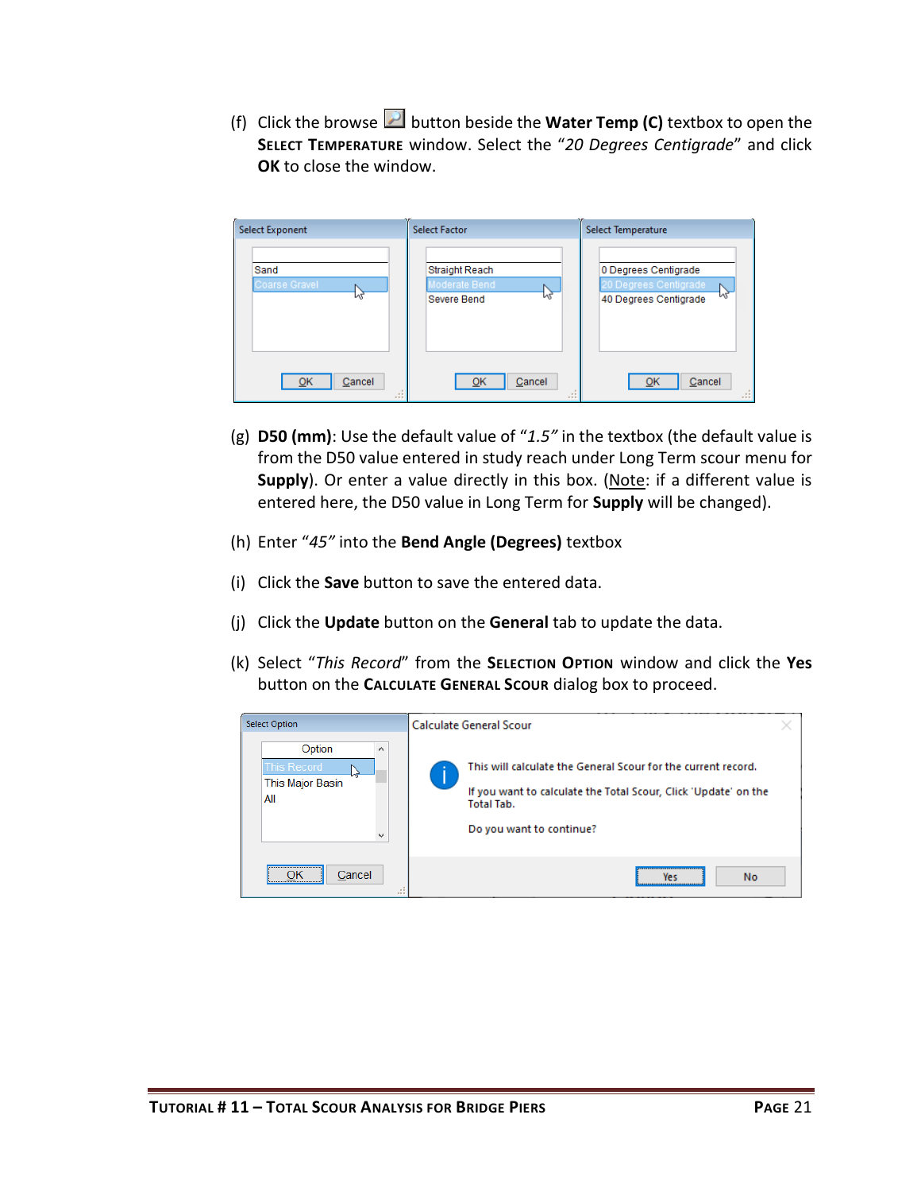(f) Click the browse button beside the **Water Temp (C)** textbox to open the **SELECT TEMPERATURE** window. Select the "*20 Degrees Centigrade*" and click **OK** to close the window.

(g) **D50 (mm)**: Use the default value of "*1.5"* in the textbox (the default value is from the D50 value entered in study reach under Long Term scour menu for **Supply**). Or enter a value directly in this box. (Note: if a different value is entered here, the D50 value in Long Term for **Supply** will be changed).

(h) Enter "*45"* into the **Bend Angle (Degrees)** textbox

(i) Click the **Save** button to save the entered data.

(j) Click the **Update** button on the **General** tab to update the data.

(k) Select "*This Record*" from the **SELECTION OPTION** window and click the **Yes** button on the **CALCULATE GENERAL SCOUR** dialog box to proceed.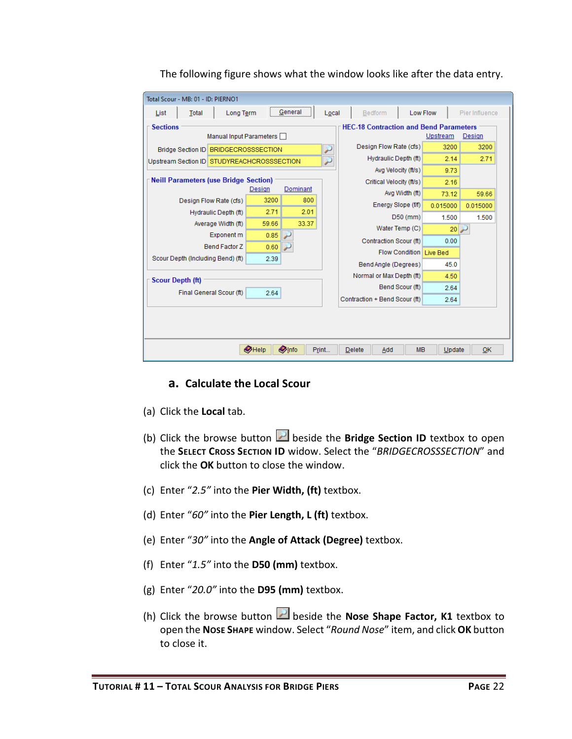The following figure shows what the window looks like after the data entry.

## a. Calculate the Local Scour

(a) Click the **Local** tab.

(b) Click the browse button beside the **Bridge Section ID** textbox to open the **Select Cross Section ID** widow. Select the “*BRIDGECROSSSECTION*” and click the **OK** button to close the window.

(c) Enter “*2.5”* into the **Pier Width, (ft)** textbox.

(d) Enter “*60”* into the **Pier Length, L (ft)** textbox.

(e) Enter “*30”* into the **Angle of Attack (Degree)** textbox.

(f) Enter “*1.5”* into the **D50 (mm)** textbox.

(g) Enter “*20.0”* into the **D95 (mm)** textbox.

(h) Click the browse button beside the **Nose Shape Factor, K1** textbox to open the **Nose Shape** window. Select “*Round Nose*” item, and click **OK** button to close it.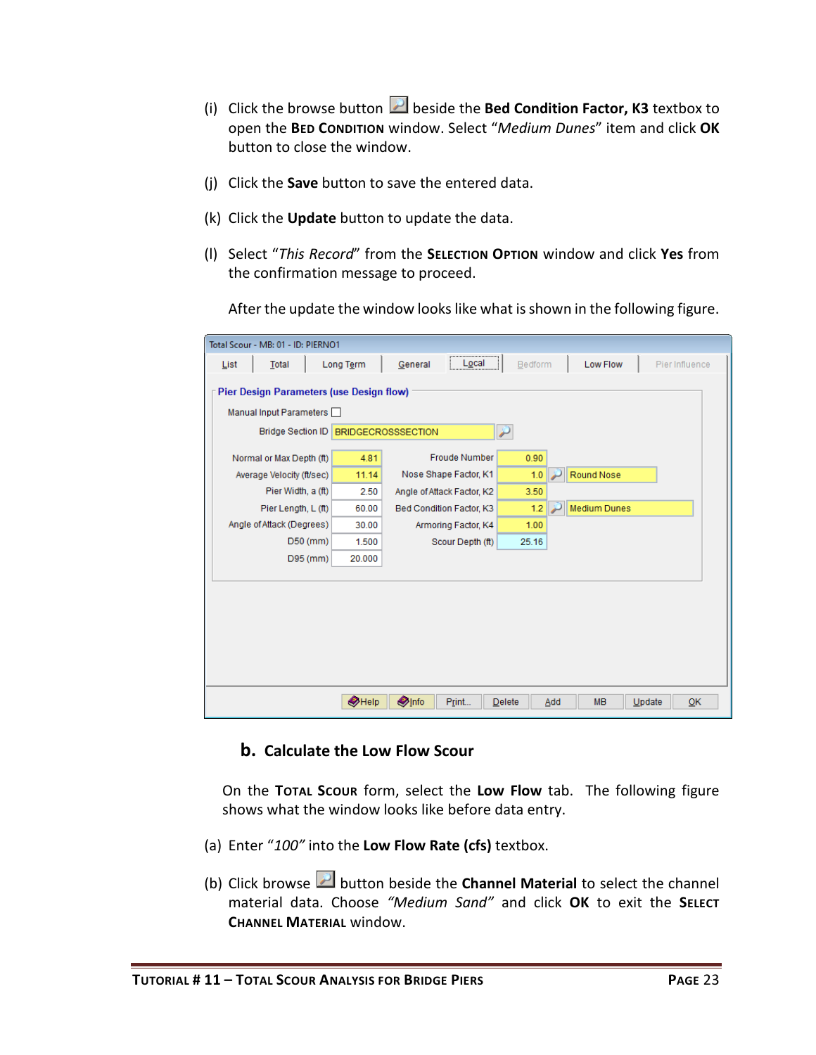(i) Click the browse button beside the **Bed Condition Factor, K3** textbox to open the **Bed Condition** window. Select "*Medium Dunes*" item and click **OK** button to close the window.

(j) Click the **Save** button to save the entered data.

(k) Click the **Update** button to update the data.

(l) Select "*This Record*" from the **Selection Option** window and click **Yes** from the confirmation message to proceed.

After the update the window looks like what is shown in the following figure.

### b. Calculate the Low Flow Scour

On the **Total Scour** form, select the **Low Flow** tab. The following figure shows what the window looks like before data entry.

(a) Enter "*100*" into the **Low Flow Rate (cfs)** textbox.

(b) Click browse button beside the **Channel Material** to select the channel material data. Choose *"Medium Sand"* and click **OK** to exit the **Select Channel Material** window.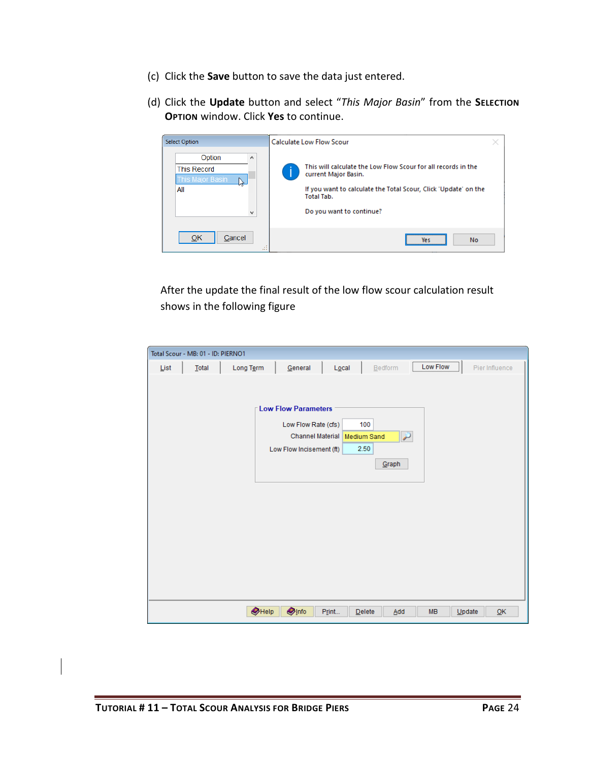(c) Click the **Save** button to save the data just entered.

(d) Click the **Update** button and select "*This Major Basin*" from the **Selection Option** window. Click **Yes** to continue.

After the update the final result of the low flow scour calculation result shows in the following figure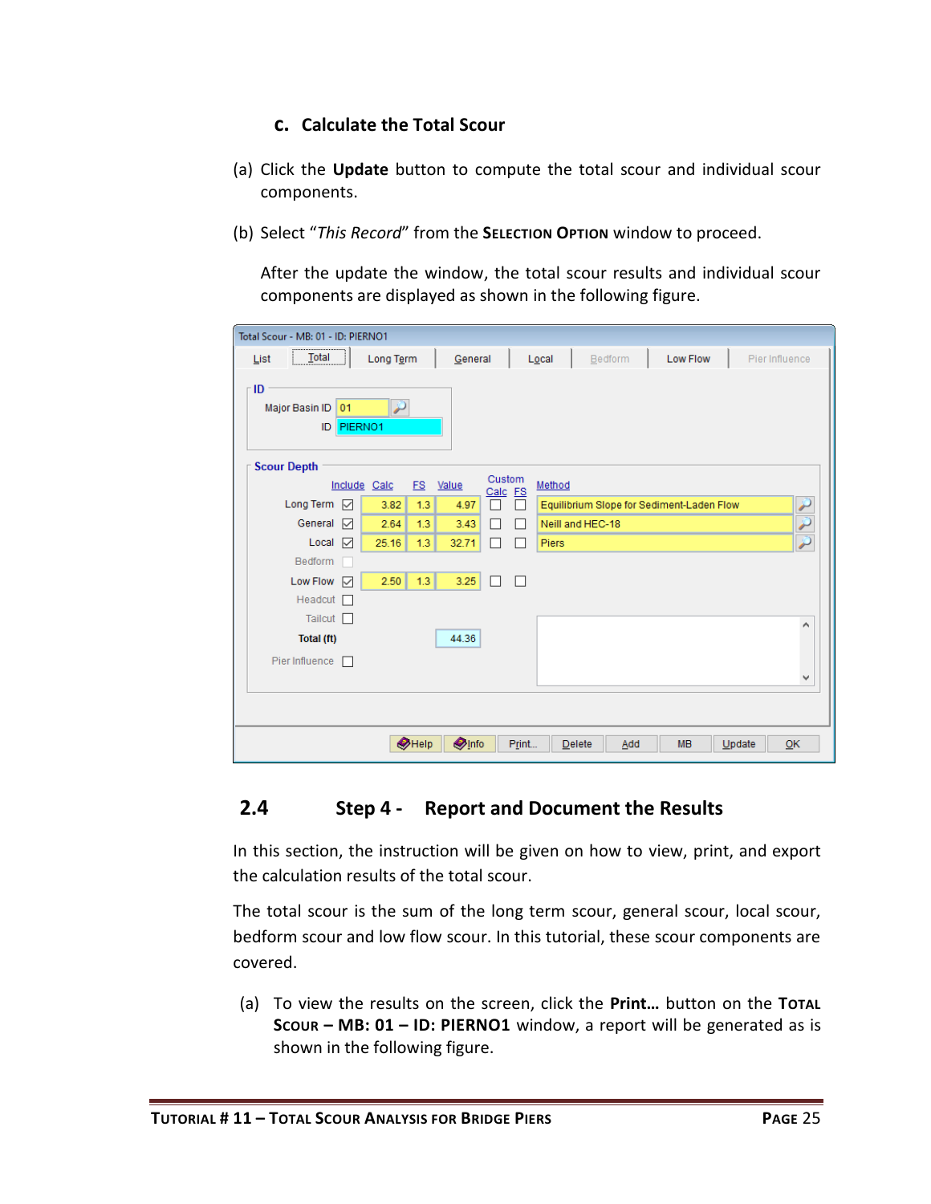### c. Calculate the Total Scour

(a) Click the **Update** button to compute the total scour and individual scour components.

(b) Select "*This Record*" from the **SELECTION OPTION** window to proceed.

After the update the window, the total scour results and individual scour components are displayed as shown in the following figure.

## 2.4 Step 4 - Report and Document the Results

In this section, the instruction will be given on how to view, print, and export the calculation results of the total scour.

The total scour is the sum of the long term scour, general scour, local scour, bedform scour and low flow scour. In this tutorial, these scour components are covered.

(a) To view the results on the screen, click the **Print…** button on the **TOTAL SCOUR – MB: 01 – ID: PIERNO1** window, a report will be generated as is shown in the following figure.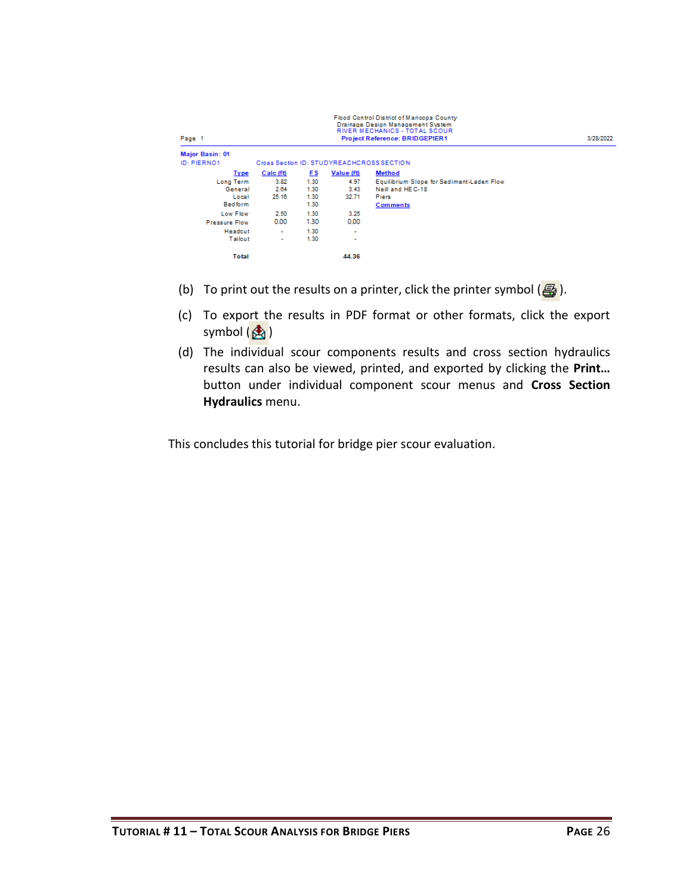Flood Control District of Maricopa County
Drainage Design Management System
RIVER MECHANICS - TOTAL SCOUR
Project Reference: BRIDGEPIER1

Page 1 3/28/2022

**Major Basin: 01**
ID: PIERNO1 Cross Section ID: STUDYREACHCROSSSECTION

| Type | Calc (ft) | FS | Value (ft) | Method |
|---|---|---|---|---|
| Long Term | 3.82 | 1.30 | 4.97 | Equilibrium Slope for Sediment-Laden Flow |
| General | 2.64 | 1.30 | 3.43 | Neill and HEC-18 |
| Local | 25.16 | 1.30 | 32.71 | Piers |
| Bedform | | 1.30 | | Comments |
| Low Flow | 2.50 | 1.30 | 3.25 | |
| Pressure Flow | 0.00 | 1.30 | 0.00 | |
| Headcut | - | 1.30 | - | |
| Tailcut | - | 1.30 | - | |
| Total | | | 44.36 | |

(b) To print out the results on a printer, click the printer symbol ( ).

(c) To export the results in PDF format or other formats, click the export symbol ( )

(d) The individual scour components results and cross section hydraulics results can also be viewed, printed, and exported by clicking the **Print…** button under individual component scour menus and **Cross Section Hydraulics** menu.

This concludes this tutorial for bridge pier scour evaluation.